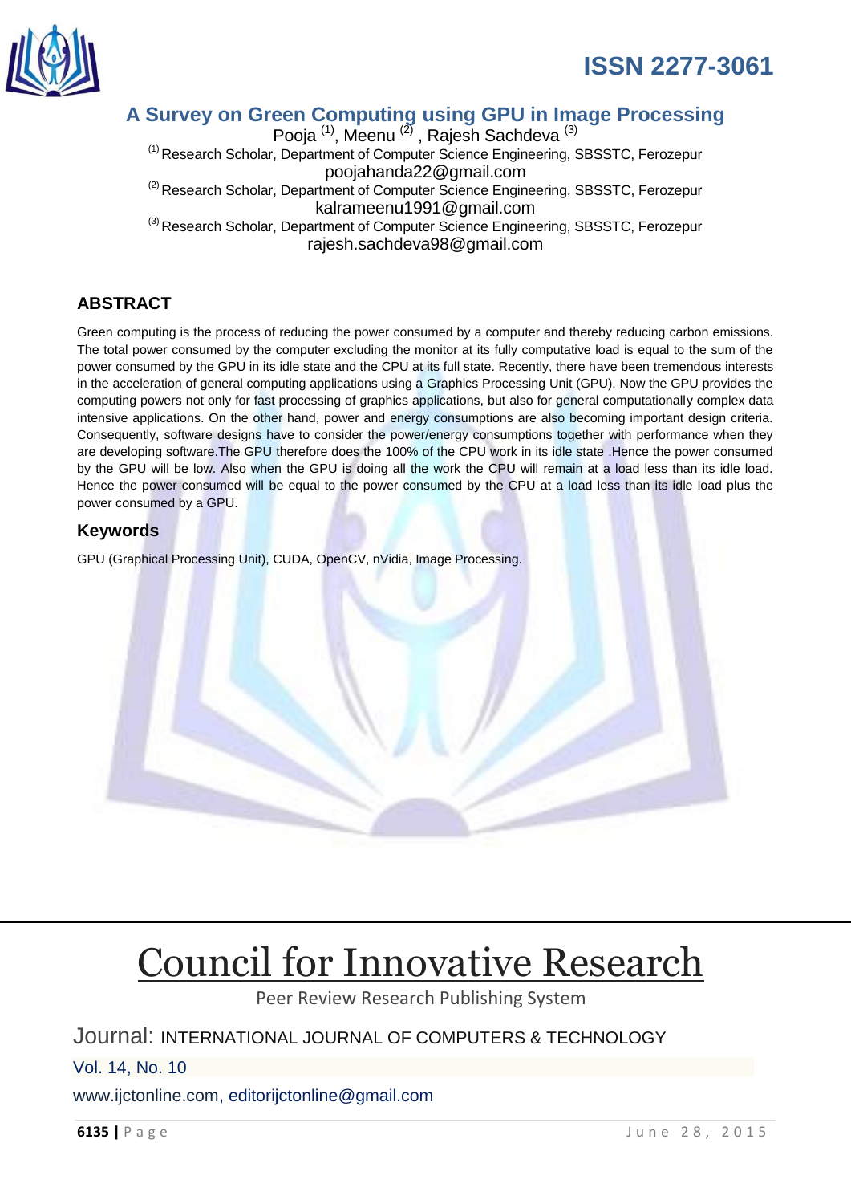# A Survey on Green Computing using GPU in Image Processing

Pooja [1], Meenu [2], Rajesh Sachdeva [3]

[1] Research Scholar, Department of Computer Science Engineering, SBSSTC, Ferozepur
poojahanda22@gmail.com

[2] Research Scholar, Department of Computer Science Engineering, SBSSTC, Ferozepur
kalrameenu1991@gmail.com

[3] Research Scholar, Department of Computer Science Engineering, SBSSTC, Ferozepur
rajesh.sachdeva98@gmail.com

## ABSTRACT

Green computing is the process of reducing the power consumed by a computer and thereby reducing carbon emissions. The total power consumed by the computer excluding the monitor at its fully computative load is equal to the sum of the power consumed by the GPU in its idle state and the CPU at its full state. Recently, there have been tremendous interests in the acceleration of general computing applications using a Graphics Processing Unit (GPU). Now the GPU provides the computing powers not only for fast processing of graphics applications, but also for general computationally complex data intensive applications. On the other hand, power and energy consumptions are also becoming important design criteria. Consequently, software designs have to consider the power/energy consumptions together with performance when they are developing software.The GPU therefore does the 100% of the CPU work in its idle state .Hence the power consumed by the GPU will be low. Also when the GPU is doing all the work the CPU will remain at a load less than its idle load. Hence the power consumed will be equal to the power consumed by the CPU at a load less than its idle load plus the power consumed by a GPU.

## Keywords

GPU (Graphical Processing Unit), CUDA, OpenCV, nVidia, Image Processing.

# Council for Innovative Research

Peer Review Research Publishing System

Journal: INTERNATIONAL JOURNAL OF COMPUTERS & TECHNOLOGY

Vol. 14, No. 10

www.ijctonline.com, editorijctonline@gmail.com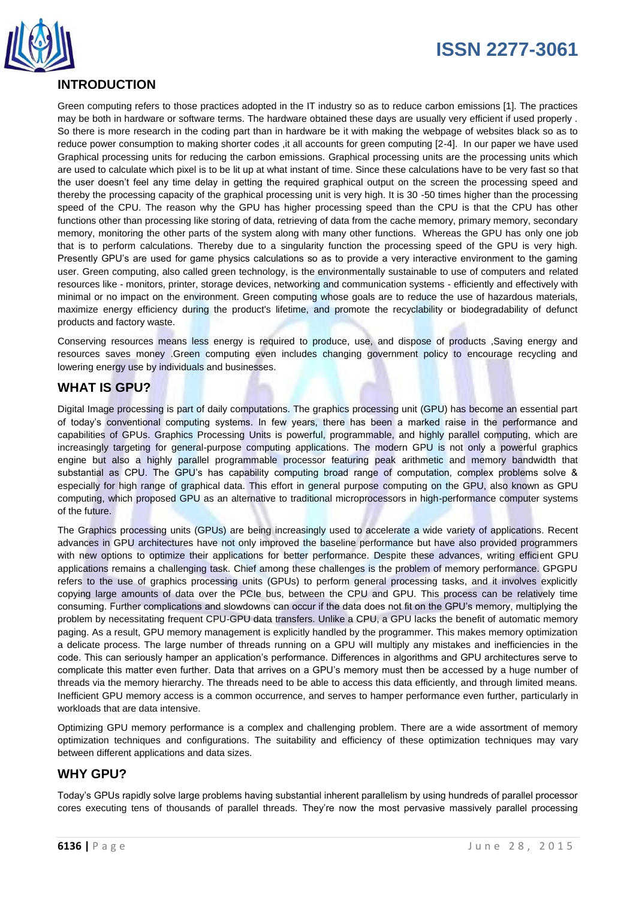## INTRODUCTION

Green computing refers to those practices adopted in the IT industry so as to reduce carbon emissions [1]. The practices may be both in hardware or software terms. The hardware obtained these days are usually very efficient if used properly . So there is more research in the coding part than in hardware be it with making the webpage of websites black so as to reduce power consumption to making shorter codes ,it all accounts for green computing [2-4]. In our paper we have used Graphical processing units for reducing the carbon emissions. Graphical processing units are the processing units which are used to calculate which pixel is to be lit up at what instant of time. Since these calculations have to be very fast so that the user doesn't feel any time delay in getting the required graphical output on the screen the processing speed and thereby the processing capacity of the graphical processing unit is very high. It is 30 -50 times higher than the processing speed of the CPU. The reason why the GPU has higher processing speed than the CPU is that the CPU has other functions other than processing like storing of data, retrieving of data from the cache memory, primary memory, secondary memory, monitoring the other parts of the system along with many other functions. Whereas the GPU has only one job that is to perform calculations. Thereby due to a singularity function the processing speed of the GPU is very high. Presently GPU's are used for game physics calculations so as to provide a very interactive environment to the gaming user. Green computing, also called green technology, is the environmentally sustainable to use of computers and related resources like - monitors, printer, storage devices, networking and communication systems - efficiently and effectively with minimal or no impact on the environment. Green computing whose goals are to reduce the use of hazardous materials, maximize energy efficiency during the product's lifetime, and promote the recyclability or biodegradability of defunct products and factory waste.

Conserving resources means less energy is required to produce, use, and dispose of products ,Saving energy and resources saves money .Green computing even includes changing government policy to encourage recycling and lowering energy use by individuals and businesses.

## WHAT IS GPU?

Digital Image processing is part of daily computations. The graphics processing unit (GPU) has become an essential part of today's conventional computing systems. In few years, there has been a marked raise in the performance and capabilities of GPUs. Graphics Processing Units is powerful, programmable, and highly parallel computing, which are increasingly targeting for general-purpose computing applications. The modern GPU is not only a powerful graphics engine but also a highly parallel programmable processor featuring peak arithmetic and memory bandwidth that substantial as CPU. The GPU's has capability computing broad range of computation, complex problems solve & especially for high range of graphical data. This effort in general purpose computing on the GPU, also known as GPU computing, which proposed GPU as an alternative to traditional microprocessors in high-performance computer systems of the future.

The Graphics processing units (GPUs) are being increasingly used to accelerate a wide variety of applications. Recent advances in GPU architectures have not only improved the baseline performance but have also provided programmers with new options to optimize their applications for better performance. Despite these advances, writing efficient GPU applications remains a challenging task. Chief among these challenges is the problem of memory performance. GPGPU refers to the use of graphics processing units (GPUs) to perform general processing tasks, and it involves explicitly copying large amounts of data over the PCIe bus, between the CPU and GPU. This process can be relatively time consuming. Further complications and slowdowns can occur if the data does not fit on the GPU's memory, multiplying the problem by necessitating frequent CPU-GPU data transfers. Unlike a CPU, a GPU lacks the benefit of automatic memory paging. As a result, GPU memory management is explicitly handled by the programmer. This makes memory optimization a delicate process. The large number of threads running on a GPU will multiply any mistakes and inefficiencies in the code. This can seriously hamper an application's performance. Differences in algorithms and GPU architectures serve to complicate this matter even further. Data that arrives on a GPU's memory must then be accessed by a huge number of threads via the memory hierarchy. The threads need to be able to access this data efficiently, and through limited means. Inefficient GPU memory access is a common occurrence, and serves to hamper performance even further, particularly in workloads that are data intensive.

Optimizing GPU memory performance is a complex and challenging problem. There are a wide assortment of memory optimization techniques and configurations. The suitability and efficiency of these optimization techniques may vary between different applications and data sizes.

## WHY GPU?

Today's GPUs rapidly solve large problems having substantial inherent parallelism by using hundreds of parallel processor cores executing tens of thousands of parallel threads. They're now the most pervasive massively parallel processing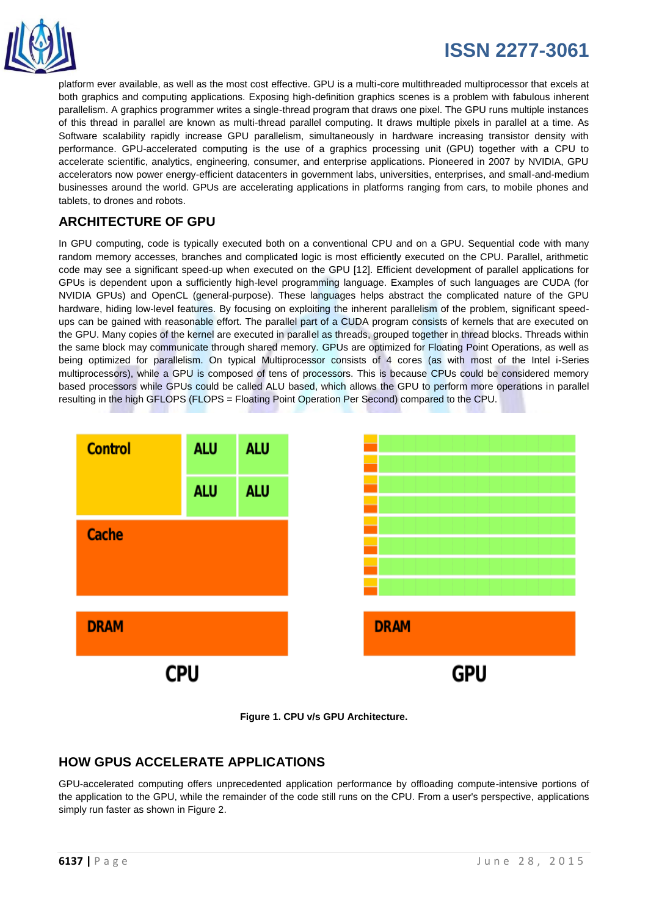platform ever available, as well as the most cost effective. GPU is a multi-core multithreaded multiprocessor that excels at both graphics and computing applications. Exposing high-definition graphics scenes is a problem with fabulous inherent parallelism. A graphics programmer writes a single-thread program that draws one pixel. The GPU runs multiple instances of this thread in parallel are known as multi-thread parallel computing. It draws multiple pixels in parallel at a time. As Software scalability rapidly increase GPU parallelism, simultaneously in hardware increasing transistor density with performance. GPU-accelerated computing is the use of a graphics processing unit (GPU) together with a CPU to accelerate scientific, analytics, engineering, consumer, and enterprise applications. Pioneered in 2007 by NVIDIA, GPU accelerators now power energy-efficient datacenters in government labs, universities, enterprises, and small-and-medium businesses around the world. GPUs are accelerating applications in platforms ranging from cars, to mobile phones and tablets, to drones and robots.

## ARCHITECTURE OF GPU

In GPU computing, code is typically executed both on a conventional CPU and on a GPU. Sequential code with many random memory accesses, branches and complicated logic is most efficiently executed on the CPU. Parallel, arithmetic code may see a significant speed-up when executed on the GPU [12]. Efficient development of parallel applications for GPUs is dependent upon a sufficiently high-level programming language. Examples of such languages are CUDA (for NVIDIA GPUs) and OpenCL (general-purpose). These languages helps abstract the complicated nature of the GPU hardware, hiding low-level features. By focusing on exploiting the inherent parallelism of the problem, significant speed-ups can be gained with reasonable effort. The parallel part of a CUDA program consists of kernels that are executed on the GPU. Many copies of the kernel are executed in parallel as threads, grouped together in thread blocks. Threads within the same block may communicate through shared memory. GPUs are optimized for Floating Point Operations, as well as being optimized for parallelism. On typical Multiprocessor consists of 4 cores (as with most of the Intel i-Series multiprocessors), while a GPU is composed of tens of processors. This is because CPUs could be considered memory based processors while GPUs could be called ALU based, which allows the GPU to perform more operations in parallel resulting in the high GFLOPS (FLOPS = Floating Point Operation Per Second) compared to the CPU.

**Figure 1. CPU v/s GPU Architecture.**

## HOW GPUS ACCELERATE APPLICATIONS

GPU-accelerated computing offers unprecedented application performance by offloading compute-intensive portions of the application to the GPU, while the remainder of the code still runs on the CPU. From a user's perspective, applications simply run faster as shown in Figure 2.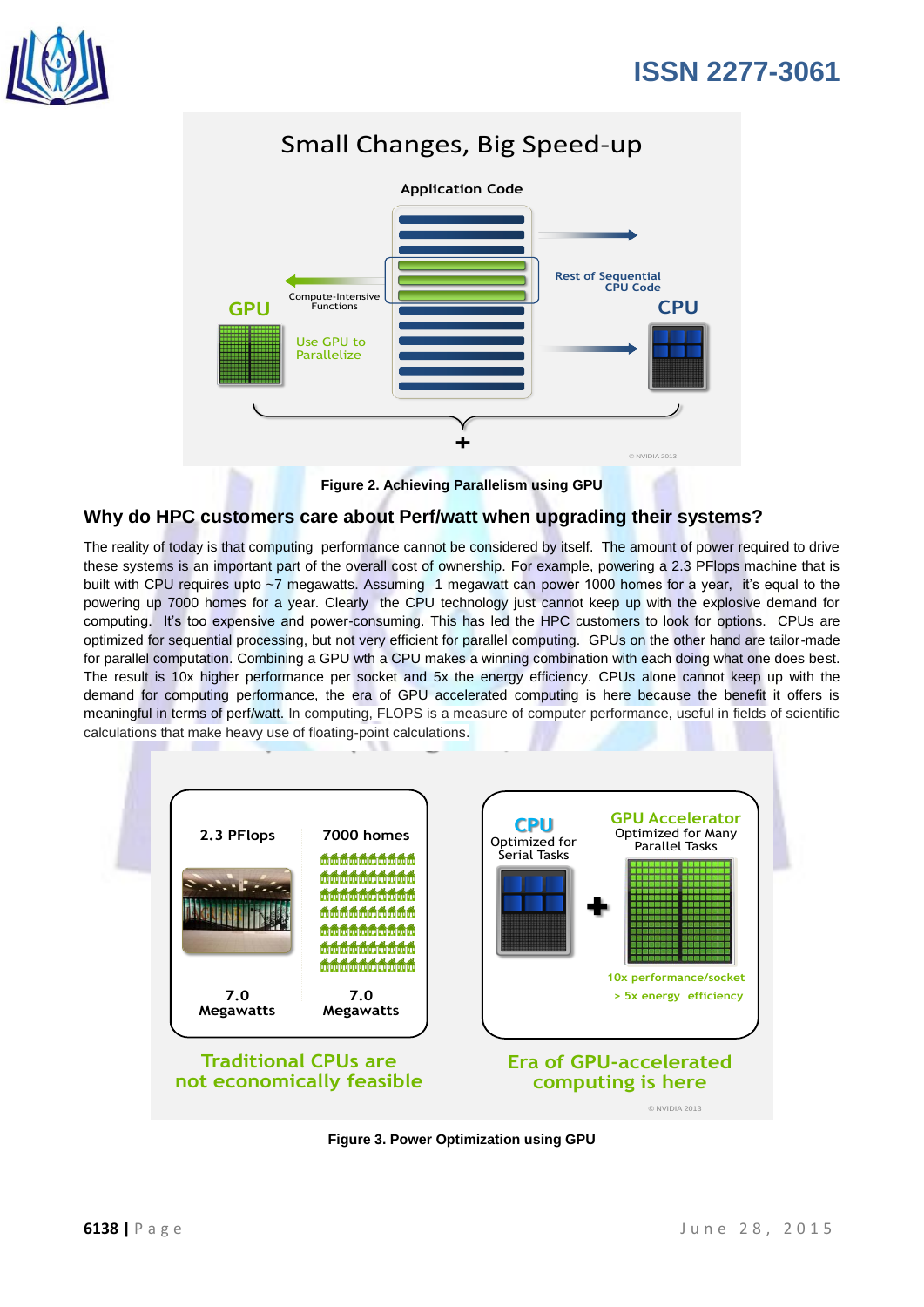Figure 2. Achieving Parallelism using GPU

## Why do HPC customers care about Perf/watt when upgrading their systems?

The reality of today is that computing performance cannot be considered by itself. The amount of power required to drive these systems is an important part of the overall cost of ownership. For example, powering a 2.3 PFlops machine that is built with CPU requires upto ~7 megawatts. Assuming 1 megawatt can power 1000 homes for a year, it's equal to the powering up 7000 homes for a year. Clearly the CPU technology just cannot keep up with the explosive demand for computing. It's too expensive and power-consuming. This has led the HPC customers to look for options. CPUs are optimized for sequential processing, but not very efficient for parallel computing. GPUs on the other hand are tailor-made for parallel computation. Combining a GPU wth a CPU makes a winning combination with each doing what one does best. The result is 10x higher performance per socket and 5x the energy efficiency. CPUs alone cannot keep up with the demand for computing performance, the era of GPU accelerated computing is here because the benefit it offers is meaningful in terms of perf/watt. In computing, FLOPS is a measure of computer performance, useful in fields of scientific calculations that make heavy use of floating-point calculations.

Figure 3. Power Optimization using GPU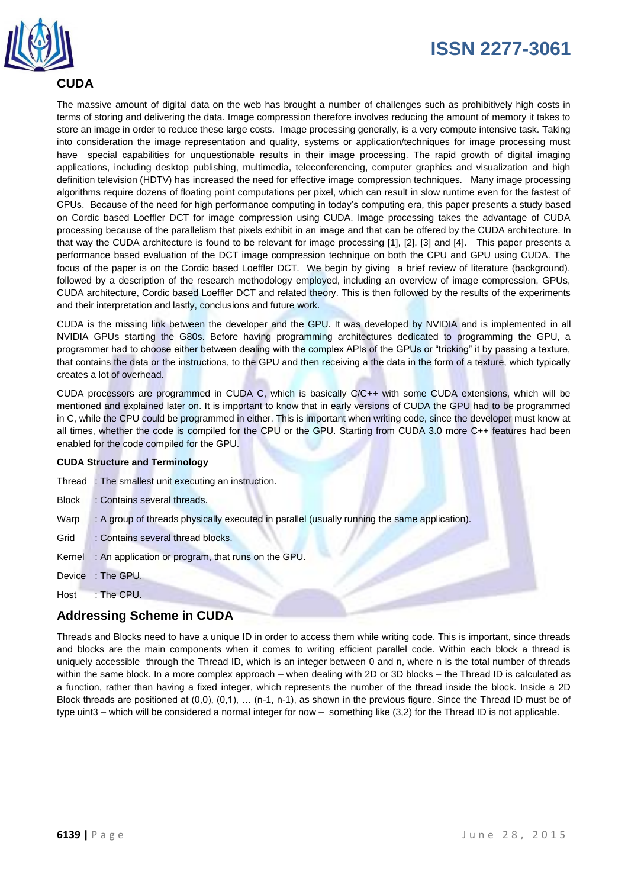## CUDA

The massive amount of digital data on the web has brought a number of challenges such as prohibitively high costs in terms of storing and delivering the data. Image compression therefore involves reducing the amount of memory it takes to store an image in order to reduce these large costs. Image processing generally, is a very compute intensive task. Taking into consideration the image representation and quality, systems or application/techniques for image processing must have special capabilities for unquestionable results in their image processing. The rapid growth of digital imaging applications, including desktop publishing, multimedia, teleconferencing, computer graphics and visualization and high definition television (HDTV) has increased the need for effective image compression techniques. Many image processing algorithms require dozens of floating point computations per pixel, which can result in slow runtime even for the fastest of CPUs. Because of the need for high performance computing in today's computing era, this paper presents a study based on Cordic based Loeffler DCT for image compression using CUDA. Image processing takes the advantage of CUDA processing because of the parallelism that pixels exhibit in an image and that can be offered by the CUDA architecture. In that way the CUDA architecture is found to be relevant for image processing [1], [2], [3] and [4]. This paper presents a performance based evaluation of the DCT image compression technique on both the CPU and GPU using CUDA. The focus of the paper is on the Cordic based Loeffler DCT. We begin by giving a brief review of literature (background), followed by a description of the research methodology employed, including an overview of image compression, GPUs, CUDA architecture, Cordic based Loeffler DCT and related theory. This is then followed by the results of the experiments and their interpretation and lastly, conclusions and future work.

CUDA is the missing link between the developer and the GPU. It was developed by NVIDIA and is implemented in all NVIDIA GPUs starting the G80s. Before having programming architectures dedicated to programming the GPU, a programmer had to choose either between dealing with the complex APIs of the GPUs or "tricking" it by passing a texture, that contains the data or the instructions, to the GPU and then receiving a the data in the form of a texture, which typically creates a lot of overhead.

CUDA processors are programmed in CUDA C, which is basically C/C++ with some CUDA extensions, which will be mentioned and explained later on. It is important to know that in early versions of CUDA the GPU had to be programmed in C, while the CPU could be programmed in either. This is important when writing code, since the developer must know at all times, whether the code is compiled for the CPU or the GPU. Starting from CUDA 3.0 more C++ features had been enabled for the code compiled for the GPU.

**CUDA Structure and Terminology**

Thread : The smallest unit executing an instruction.

Block : Contains several threads.

Warp : A group of threads physically executed in parallel (usually running the same application).

Grid : Contains several thread blocks.

Kernel : An application or program, that runs on the GPU.

Device : The GPU.

Host : The CPU.

## Addressing Scheme in CUDA

Threads and Blocks need to have a unique ID in order to access them while writing code. This is important, since threads and blocks are the main components when it comes to writing efficient parallel code. Within each block a thread is uniquely accessible through the Thread ID, which is an integer between 0 and n, where n is the total number of threads within the same block. In a more complex approach – when dealing with 2D or 3D blocks – the Thread ID is calculated as a function, rather than having a fixed integer, which represents the number of the thread inside the block. Inside a 2D Block threads are positioned at (0,0), (0,1), … (n-1, n-1), as shown in the previous figure. Since the Thread ID must be of type uint3 – which will be considered a normal integer for now – something like (3,2) for the Thread ID is not applicable.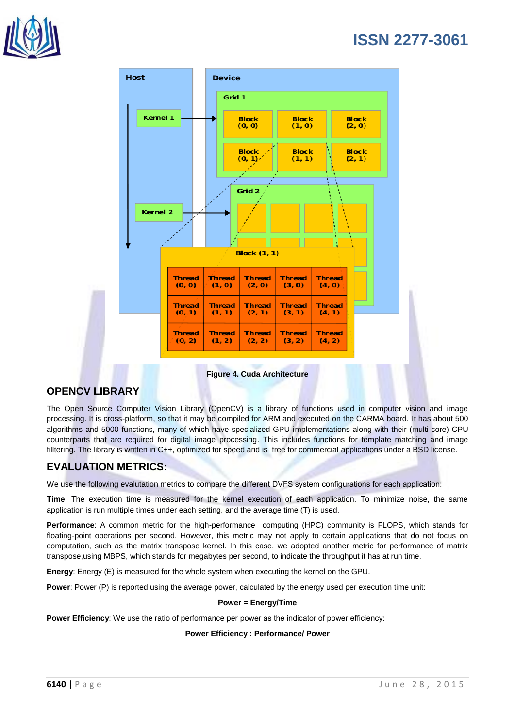Figure 4. Cuda Architecture

## OPENCV LIBRARY

The Open Source Computer Vision Library (OpenCV) is a library of functions used in computer vision and image processing. It is cross-platform, so that it may be compiled for ARM and executed on the CARMA board. It has about 500 algorithms and 5000 functions, many of which have specialized GPU implementations along with their (multi-core) CPU counterparts that are required for digital image processing. This includes functions for template matching and image filltering. The library is written in C++, optimized for speed and is free for commercial applications under a BSD license.

## EVALUATION METRICS:

We use the following evalutation metrics to compare the different DVFS system configurations for each application:

**Time**: The execution time is measured for the kernel execution of each application. To minimize noise, the same application is run multiple times under each setting, and the average time (T) is used.

**Performance**: A common metric for the high-performance computing (HPC) community is FLOPS, which stands for floating-point operations per second. However, this metric may not apply to certain applications that do not focus on computation, such as the matrix transpose kernel. In this case, we adopted another metric for performance of matrix transpose,using MBPS, which stands for megabytes per second, to indicate the throughput it has at run time.

**Energy**: Energy (E) is measured for the whole system when executing the kernel on the GPU.

**Power**: Power (P) is reported using the average power, calculated by the energy used per execution time unit:

**Power = Energy/Time**

**Power Efficiency**: We use the ratio of performance per power as the indicator of power efficiency:

**Power Efficiency : Performance/ Power**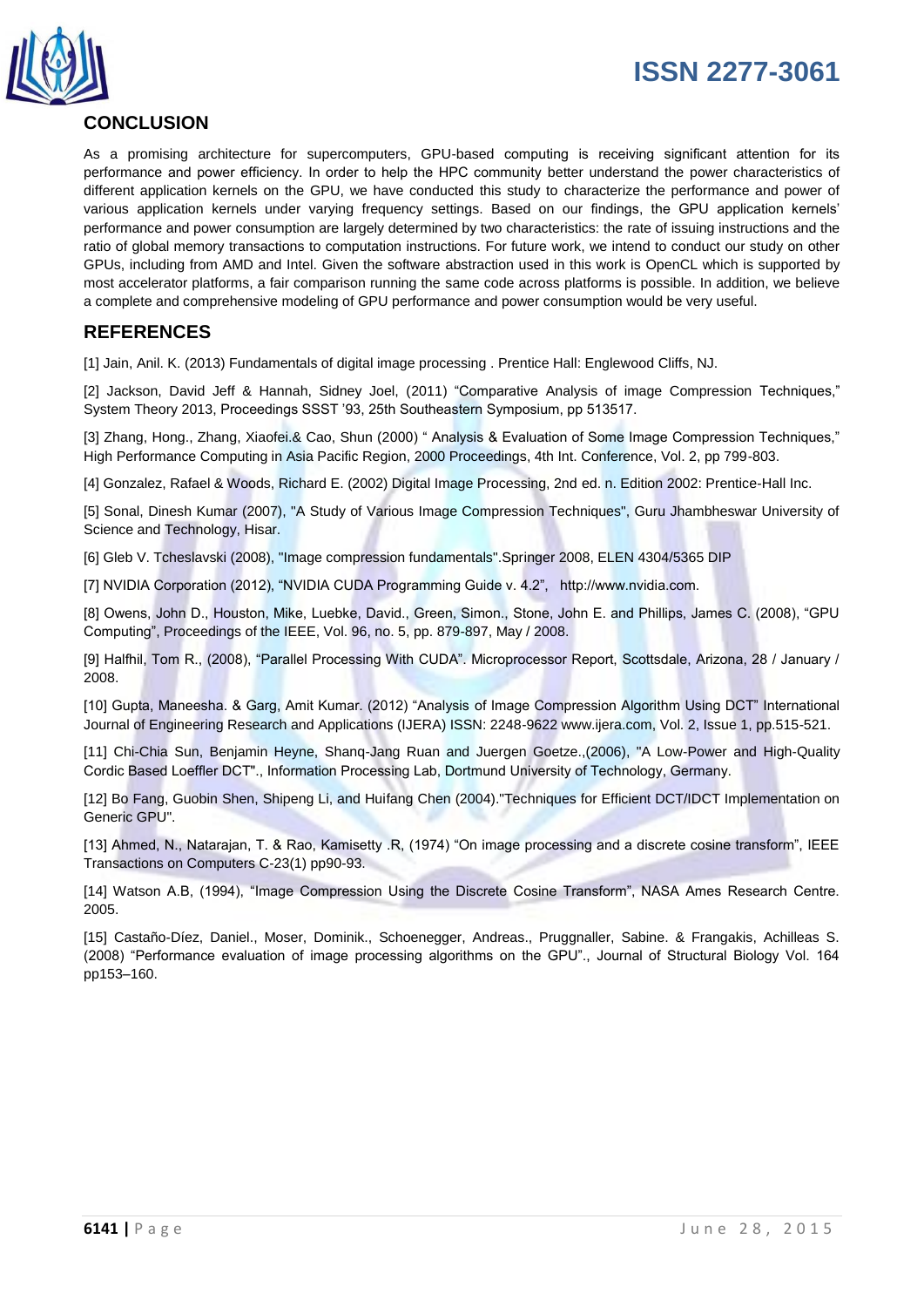## CONCLUSION

As a promising architecture for supercomputers, GPU-based computing is receiving significant attention for its performance and power efficiency. In order to help the HPC community better understand the power characteristics of different application kernels on the GPU, we have conducted this study to characterize the performance and power of various application kernels under varying frequency settings. Based on our findings, the GPU application kernels' performance and power consumption are largely determined by two characteristics: the rate of issuing instructions and the ratio of global memory transactions to computation instructions. For future work, we intend to conduct our study on other GPUs, including from AMD and Intel. Given the software abstraction used in this work is OpenCL which is supported by most accelerator platforms, a fair comparison running the same code across platforms is possible. In addition, we believe a complete and comprehensive modeling of GPU performance and power consumption would be very useful.

## REFERENCES

[1] Jain, Anil. K. (2013) Fundamentals of digital image processing . Prentice Hall: Englewood Cliffs, NJ.

[2] Jackson, David Jeff & Hannah, Sidney Joel, (2011) "Comparative Analysis of image Compression Techniques," System Theory 2013, Proceedings SSST '93, 25th Southeastern Symposium, pp 513517.

[3] Zhang, Hong., Zhang, Xiaofei.& Cao, Shun (2000) " Analysis & Evaluation of Some Image Compression Techniques," High Performance Computing in Asia Pacific Region, 2000 Proceedings, 4th Int. Conference, Vol. 2, pp 799-803.

[4] Gonzalez, Rafael & Woods, Richard E. (2002) Digital Image Processing, 2nd ed. n. Edition 2002: Prentice-Hall Inc.

[5] Sonal, Dinesh Kumar (2007), "A Study of Various Image Compression Techniques", Guru Jhambheswar University of Science and Technology, Hisar.

[6] Gleb V. Tcheslavski (2008), "Image compression fundamentals".Springer 2008, ELEN 4304/5365 DIP

[7] NVIDIA Corporation (2012), "NVIDIA CUDA Programming Guide v. 4.2", http://www.nvidia.com.

[8] Owens, John D., Houston, Mike, Luebke, David., Green, Simon., Stone, John E. and Phillips, James C. (2008), "GPU Computing", Proceedings of the IEEE, Vol. 96, no. 5, pp. 879-897, May / 2008.

[9] Halfhil, Tom R., (2008), "Parallel Processing With CUDA". Microprocessor Report, Scottsdale, Arizona, 28 / January / 2008.

[10] Gupta, Maneesha. & Garg, Amit Kumar. (2012) "Analysis of Image Compression Algorithm Using DCT" International Journal of Engineering Research and Applications (IJERA) ISSN: 2248-9622 www.ijera.com, Vol. 2, Issue 1, pp.515-521.

[11] Chi-Chia Sun, Benjamin Heyne, Shanq-Jang Ruan and Juergen Goetze.,(2006), "A Low-Power and High-Quality Cordic Based Loeffler DCT"., Information Processing Lab, Dortmund University of Technology, Germany.

[12] Bo Fang, Guobin Shen, Shipeng Li, and Huifang Chen (2004)."Techniques for Efficient DCT/IDCT Implementation on Generic GPU".

[13] Ahmed, N., Natarajan, T. & Rao, Kamisetty .R, (1974) "On image processing and a discrete cosine transform", IEEE Transactions on Computers C-23(1) pp90-93.

[14] Watson A.B, (1994), "Image Compression Using the Discrete Cosine Transform", NASA Ames Research Centre. 2005.

[15] Castaño-Díez, Daniel., Moser, Dominik., Schoenegger, Andreas., Pruggnaller, Sabine. & Frangakis, Achilleas S. (2008) "Performance evaluation of image processing algorithms on the GPU"., Journal of Structural Biology Vol. 164 pp153–160.